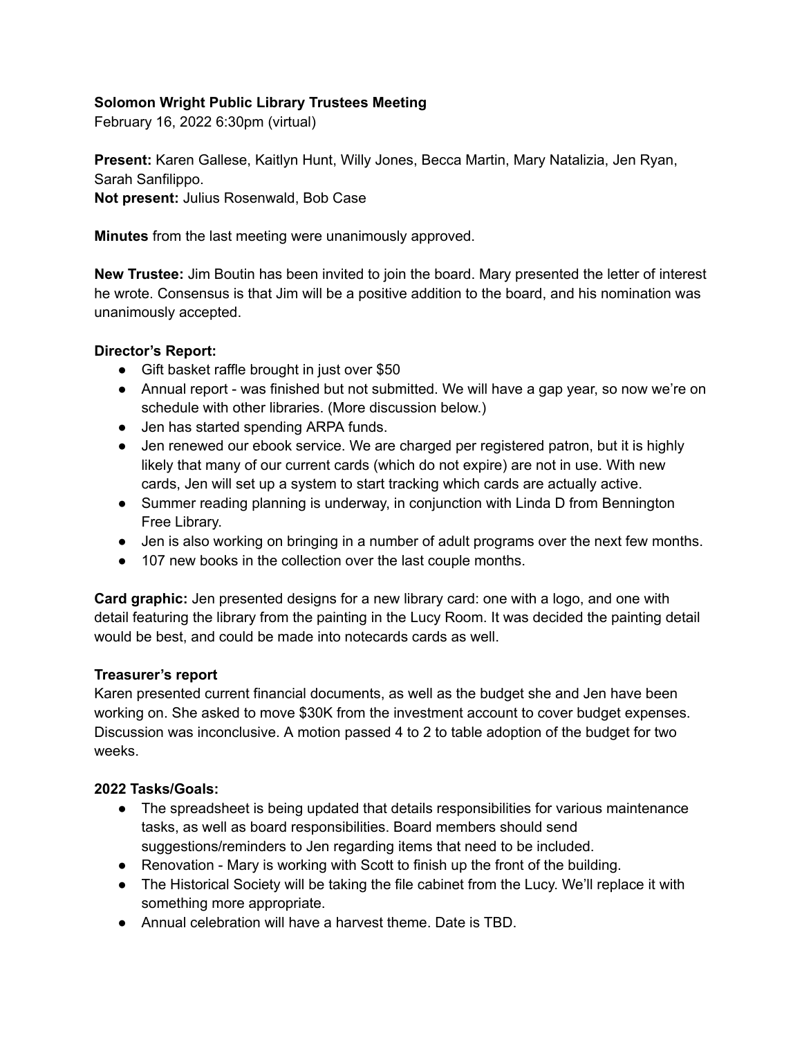**Solomon Wright Public Library Trustees Meeting**
February 16, 2022 6:30pm (virtual)

**Present:** Karen Gallese, Kaitlyn Hunt, Willy Jones, Becca Martin, Mary Natalizia, Jen Ryan, Sarah Sanfilippo.
**Not present:** Julius Rosenwald, Bob Case

**Minutes** from the last meeting were unanimously approved.

**New Trustee:** Jim Boutin has been invited to join the board. Mary presented the letter of interest he wrote. Consensus is that Jim will be a positive addition to the board, and his nomination was unanimously accepted.

**Director's Report:**

- Gift basket raffle brought in just over $50
- Annual report - was finished but not submitted. We will have a gap year, so now we're on schedule with other libraries. (More discussion below.)
- Jen has started spending ARPA funds.
- Jen renewed our ebook service. We are charged per registered patron, but it is highly likely that many of our current cards (which do not expire) are not in use. With new cards, Jen will set up a system to start tracking which cards are actually active.
- Summer reading planning is underway, in conjunction with Linda D from Bennington Free Library.
- Jen is also working on bringing in a number of adult programs over the next few months.
- 107 new books in the collection over the last couple months.

**Card graphic:** Jen presented designs for a new library card: one with a logo, and one with detail featuring the library from the painting in the Lucy Room. It was decided the painting detail would be best, and could be made into notecards cards as well.

**Treasurer's report**
Karen presented current financial documents, as well as the budget she and Jen have been working on. She asked to move $30K from the investment account to cover budget expenses. Discussion was inconclusive. A motion passed 4 to 2 to table adoption of the budget for two weeks.

**2022 Tasks/Goals:**

- The spreadsheet is being updated that details responsibilities for various maintenance tasks, as well as board responsibilities. Board members should send suggestions/reminders to Jen regarding items that need to be included.
- Renovation - Mary is working with Scott to finish up the front of the building.
- The Historical Society will be taking the file cabinet from the Lucy. We'll replace it with something more appropriate.
- Annual celebration will have a harvest theme. Date is TBD.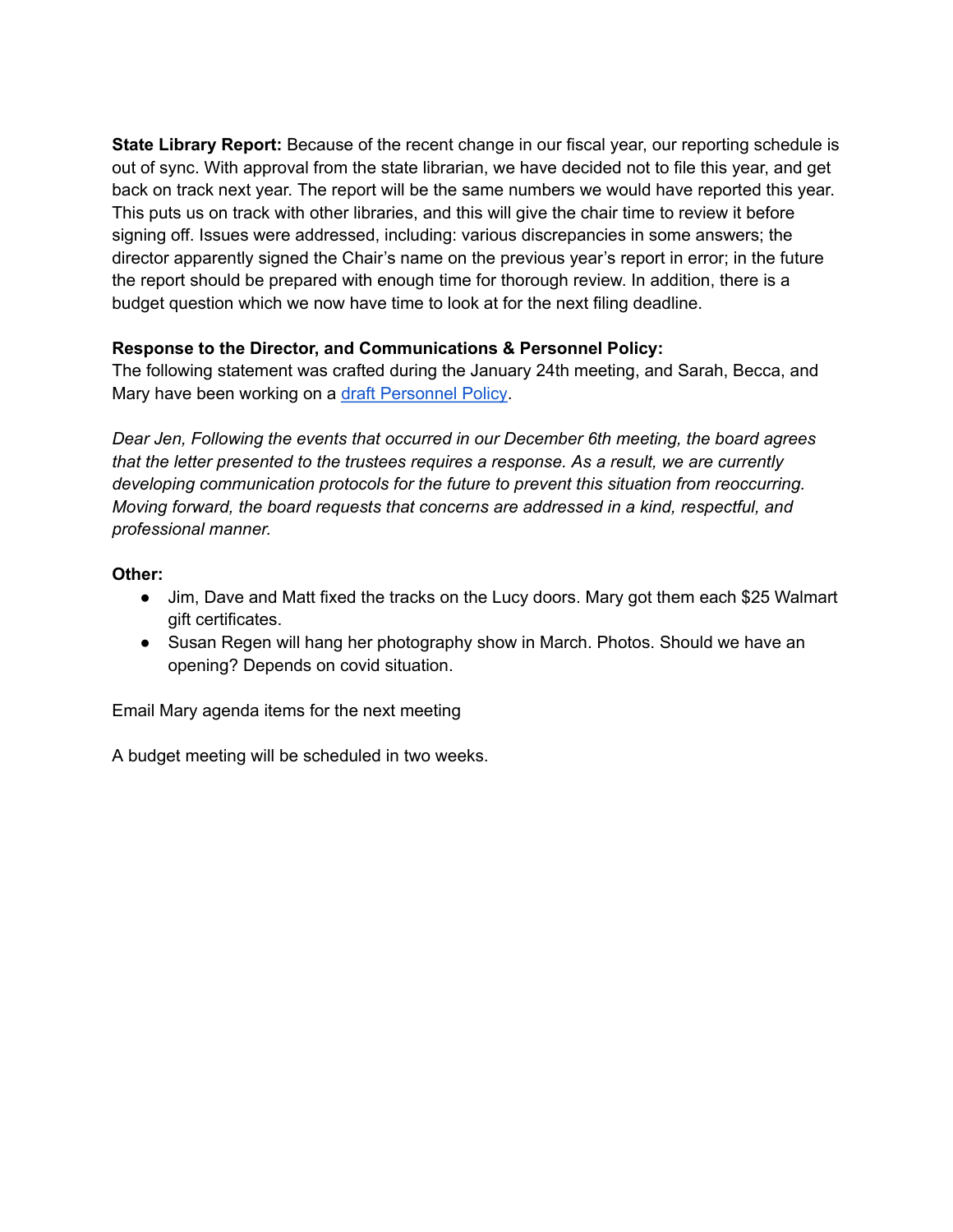**State Library Report:** Because of the recent change in our fiscal year, our reporting schedule is out of sync. With approval from the state librarian, we have decided not to file this year, and get back on track next year. The report will be the same numbers we would have reported this year. This puts us on track with other libraries, and this will give the chair time to review it before signing off. Issues were addressed, including: various discrepancies in some answers; the director apparently signed the Chair's name on the previous year's report in error; in the future the report should be prepared with enough time for thorough review. In addition, there is a budget question which we now have time to look at for the next filing deadline.

**Response to the Director, and Communications & Personnel Policy:**
The following statement was crafted during the January 24th meeting, and Sarah, Becca, and Mary have been working on a draft Personnel Policy.

*Dear Jen, Following the events that occurred in our December 6th meeting, the board agrees that the letter presented to the trustees requires a response. As a result, we are currently developing communication protocols for the future to prevent this situation from reoccurring. Moving forward, the board requests that concerns are addressed in a kind, respectful, and professional manner.*

**Other:**

- Jim, Dave and Matt fixed the tracks on the Lucy doors. Mary got them each $25 Walmart gift certificates.
- Susan Regen will hang her photography show in March. Photos. Should we have an opening? Depends on covid situation.

Email Mary agenda items for the next meeting

A budget meeting will be scheduled in two weeks.